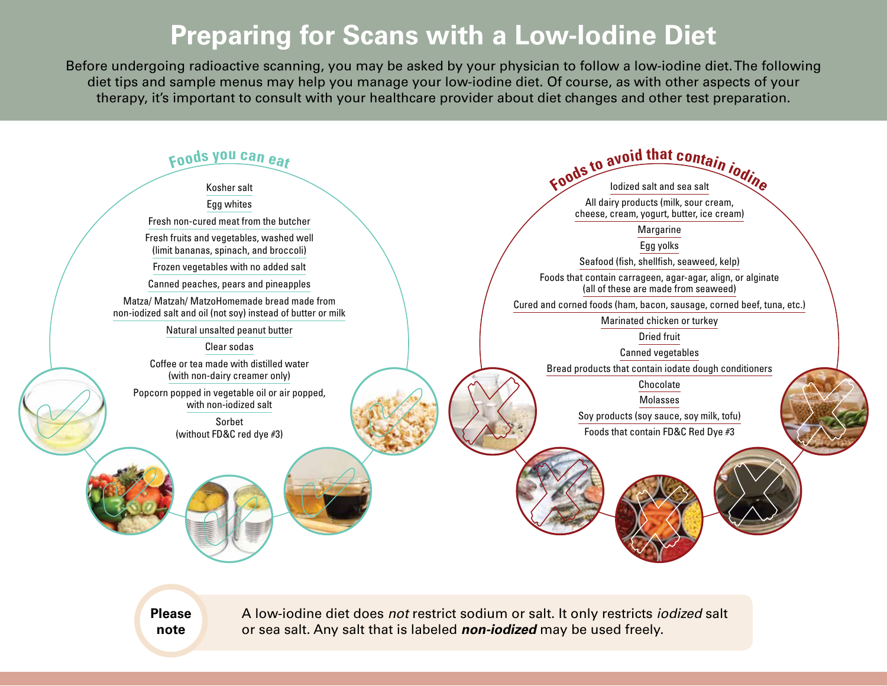# Preparing for Scans with a Low-Iodine Diet

Before undergoing radioactive scanning, you may be asked by your physician to follow a low-iodine diet. The following diet tips and sample menus may help you manage your low-iodine diet. Of course, as with other aspects of your therapy, it's important to consult with your healthcare provider about diet changes and other test preparation.

## Foods you can eat

- Kosher salt
- Egg whites
- Fresh non-cured meat from the butcher
- Fresh fruits and vegetables, washed well (limit bananas, spinach, and broccoli)
- Frozen vegetables with no added salt
- Canned peaches, pears and pineapples
- Matza/ Matzah/ MatzoHomemade bread made from non-iodized salt and oil (not soy) instead of butter or milk
- Natural unsalted peanut butter
- Clear sodas
- Coffee or tea made with distilled water (with non-dairy creamer only)
- Popcorn popped in vegetable oil or air popped, with non-iodized salt
- Sorbet (without FD&C red dye #3)

## Foods to avoid that contain iodine

- Iodized salt and sea salt
- All dairy products (milk, sour cream, cheese, cream, yogurt, butter, ice cream)
- Margarine
- Egg yolks
- Seafood (fish, shellfish, seaweed, kelp)
- Foods that contain carrageen, agar-agar, align, or alginate (all of these are made from seaweed)
- Cured and corned foods (ham, bacon, sausage, corned beef, tuna, etc.)
- Marinated chicken or turkey
- Dried fruit
- Canned vegetables
- Bread products that contain iodate dough conditioners
- Chocolate
- Molasses
- Soy products (soy sauce, soy milk, tofu)
- Foods that contain FD&C Red Dye #3

**Please note**

A low-iodine diet does *not* restrict sodium or salt. It only restricts *iodized* salt or sea salt. Any salt that is labeled ***non-iodized*** may be used freely.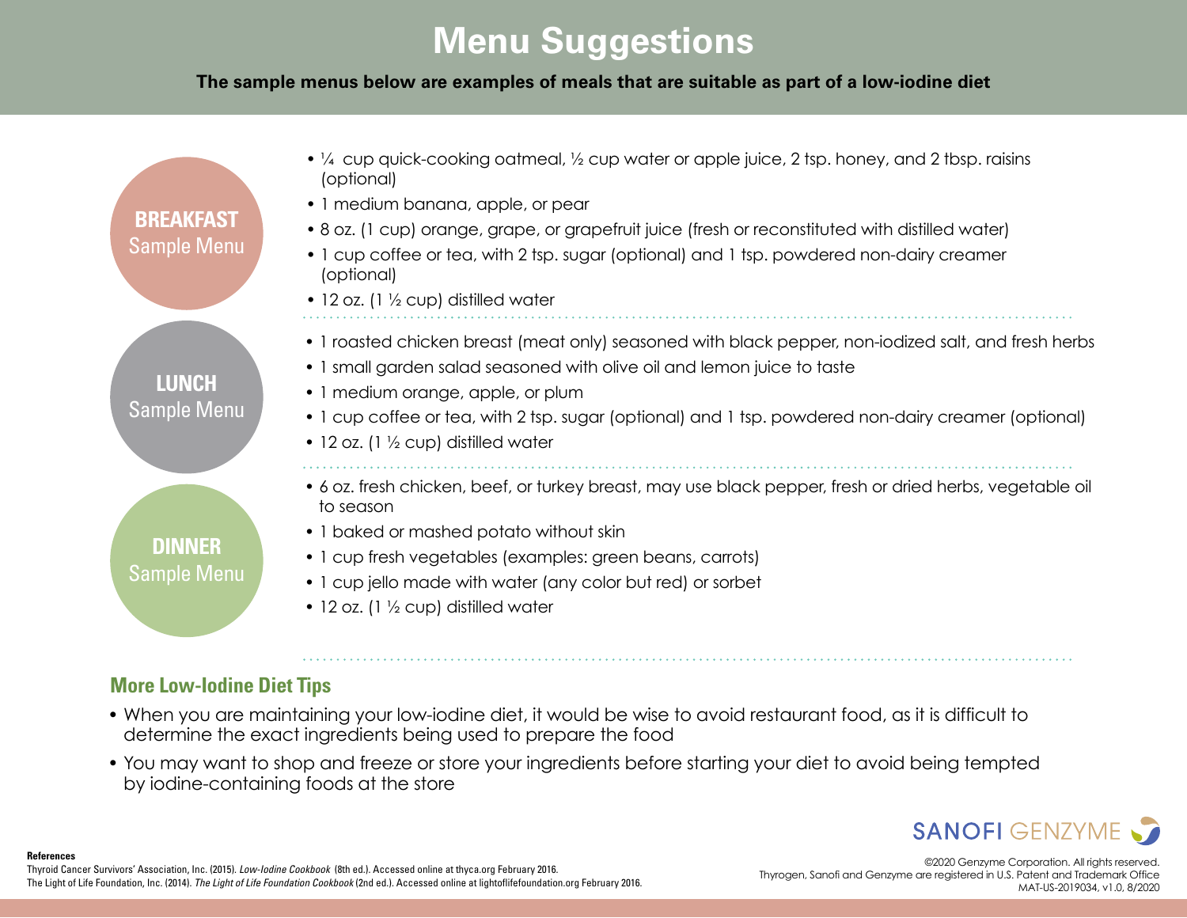# Menu Suggestions

**The sample menus below are examples of meals that are suitable as part of a low-iodine diet**

## BREAKFAST Sample Menu

- ¼ cup quick-cooking oatmeal, ½ cup water or apple juice, 2 tsp. honey, and 2 tbsp. raisins (optional)
- 1 medium banana, apple, or pear
- 8 oz. (1 cup) orange, grape, or grapefruit juice (fresh or reconstituted with distilled water)
- 1 cup coffee or tea, with 2 tsp. sugar (optional) and 1 tsp. powdered non-dairy creamer (optional)
- 12 oz. (1 ½ cup) distilled water

## LUNCH Sample Menu

- 1 roasted chicken breast (meat only) seasoned with black pepper, non-iodized salt, and fresh herbs
- 1 small garden salad seasoned with olive oil and lemon juice to taste
- 1 medium orange, apple, or plum
- 1 cup coffee or tea, with 2 tsp. sugar (optional) and 1 tsp. powdered non-dairy creamer (optional)
- 12 oz. (1 ½ cup) distilled water

## DINNER Sample Menu

- 6 oz. fresh chicken, beef, or turkey breast, may use black pepper, fresh or dried herbs, vegetable oil to season
- 1 baked or mashed potato without skin
- 1 cup fresh vegetables (examples: green beans, carrots)
- 1 cup jello made with water (any color but red) or sorbet
- 12 oz. (1 ½ cup) distilled water

## More Low-Iodine Diet Tips

- When you are maintaining your low-iodine diet, it would be wise to avoid restaurant food, as it is difficult to determine the exact ingredients being used to prepare the food
- You may want to shop and freeze or store your ingredients before starting your diet to avoid being tempted by iodine-containing foods at the store

**References**

Thyroid Cancer Survivors' Association, Inc. (2015). *Low-Iodine Cookbook* (8th ed.). Accessed online at thyca.org February 2016.

The Light of Life Foundation, Inc. (2014). *The Light of Life Foundation Cookbook* (2nd ed.). Accessed online at lightoflifefoundation.org February 2016.

SANOFI GENZYME

©2020 Genzyme Corporation. All rights reserved.
Thyrogen, Sanofi and Genzyme are registered in U.S. Patent and Trademark Office
MAT-US-2019034, v1.0, 8/2020